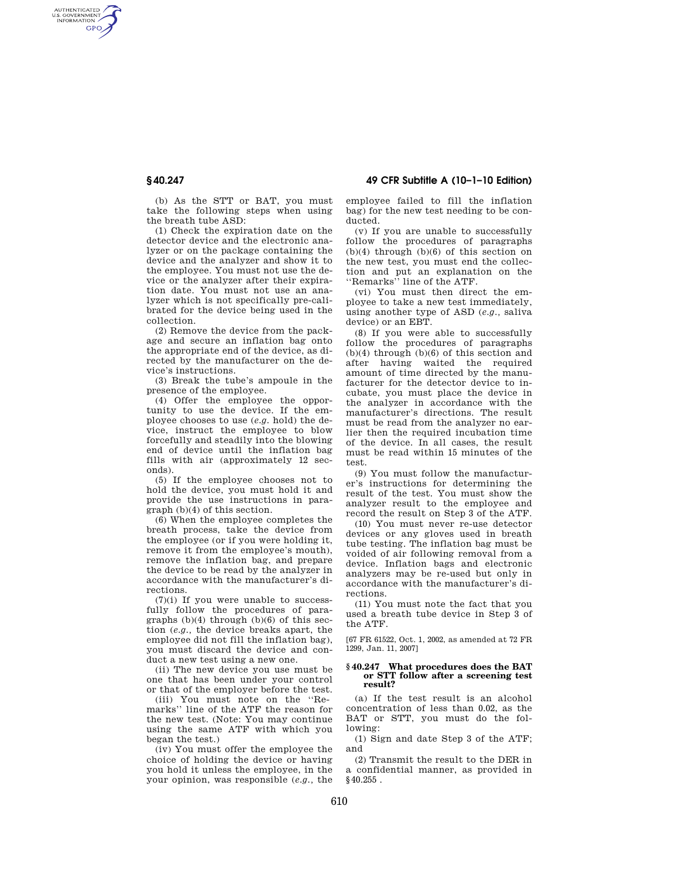(b) As the STT or BAT, you must take the following steps when using the breath tube ASD:

(1) Check the expiration date on the detector device and the electronic analyzer or on the package containing the device and the analyzer and show it to the employee. You must not use the device or the analyzer after their expiration date. You must not use an analyzer which is not specifically pre-calibrated for the device being used in the collection.

(2) Remove the device from the package and secure an inflation bag onto the appropriate end of the device, as directed by the manufacturer on the device's instructions.

(3) Break the tube's ampoule in the presence of the employee.

(4) Offer the employee the opportunity to use the device. If the employee chooses to use (*e.g.* hold) the device, instruct the employee to blow forcefully and steadily into the blowing end of device until the inflation bag fills with air (approximately 12 seconds).

(5) If the employee chooses not to hold the device, you must hold it and provide the use instructions in paragraph (b)(4) of this section.

(6) When the employee completes the breath process, take the device from the employee (or if you were holding it, remove it from the employee's mouth), remove the inflation bag, and prepare the device to be read by the analyzer in accordance with the manufacturer's directions.

(7)(i) If you were unable to successfully follow the procedures of paragraphs (b)(4) through (b)(6) of this section (*e.g.*, the device breaks apart, the employee did not fill the inflation bag), you must discard the device and conduct a new test using a new one.

(ii) The new device you use must be one that has been under your control or that of the employer before the test.

(iii) You must note on the ''Remarks'' line of the ATF the reason for the new test. (Note: You may continue using the same ATF with which you began the test.)

(iv) You must offer the employee the choice of holding the device or having you hold it unless the employee, in the your opinion, was responsible (*e.g.*, the employee failed to fill the inflation bag) for the new test needing to be conducted.

(v) If you are unable to successfully follow the procedures of paragraphs (b)(4) through (b)(6) of this section on the new test, you must end the collection and put an explanation on the ''Remarks'' line of the ATF.

(vi) You must then direct the employee to take a new test immediately, using another type of ASD (*e.g.*, saliva device) or an EBT.

(8) If you were able to successfully follow the procedures of paragraphs (b)(4) through (b)(6) of this section and after having waited the required amount of time directed by the manufacturer for the detector device to incubate, you must place the device in the analyzer in accordance with the manufacturer's directions. The result must be read from the analyzer no earlier then the required incubation time of the device. In all cases, the result must be read within 15 minutes of the test.

(9) You must follow the manufacturer's instructions for determining the result of the test. You must show the analyzer result to the employee and record the result on Step 3 of the ATF.

(10) You must never re-use detector devices or any gloves used in breath tube testing. The inflation bag must be voided of air following removal from a device. Inflation bags and electronic analyzers may be re-used but only in accordance with the manufacturer's directions.

(11) You must note the fact that you used a breath tube device in Step 3 of the ATF.

[67 FR 61522, Oct. 1, 2002, as amended at 72 FR 1299, Jan. 11, 2007]

### § 40.247 What procedures does the BAT or STT follow after a screening test result?

(a) If the test result is an alcohol concentration of less than 0.02, as the BAT or STT, you must do the following:

(1) Sign and date Step 3 of the ATF; and

(2) Transmit the result to the DER in a confidential manner, as provided in § 40.255 .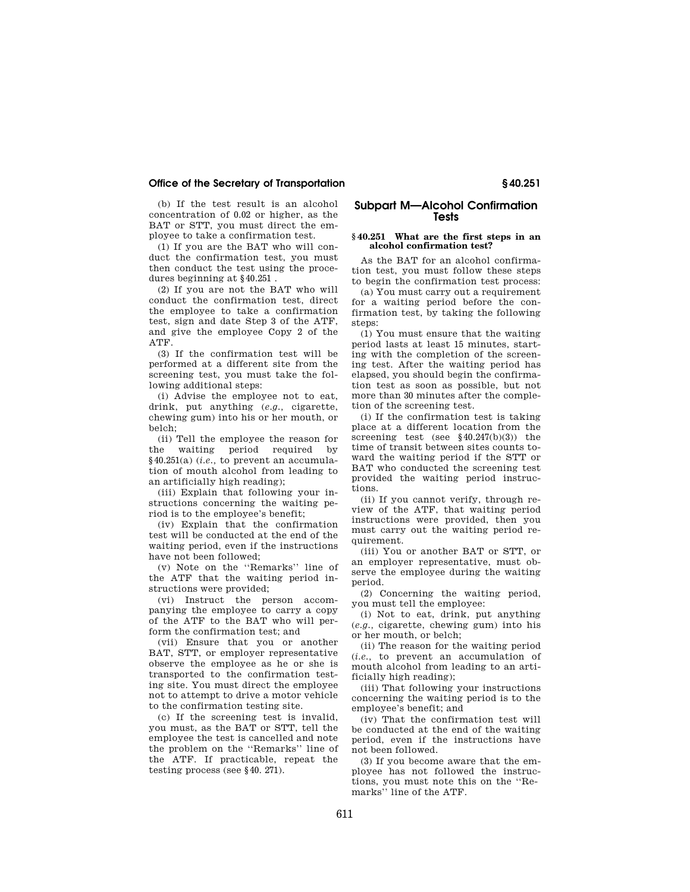(b) If the test result is an alcohol concentration of 0.02 or higher, as the BAT or STT, you must direct the employee to take a confirmation test.

(1) If you are the BAT who will conduct the confirmation test, you must then conduct the test using the procedures beginning at §40.251 .

(2) If you are not the BAT who will conduct the confirmation test, direct the employee to take a confirmation test, sign and date Step 3 of the ATF, and give the employee Copy 2 of the ATF.

(3) If the confirmation test will be performed at a different site from the screening test, you must take the following additional steps:

(i) Advise the employee not to eat, drink, put anything (*e.g.,* cigarette, chewing gum) into his or her mouth, or belch;

(ii) Tell the employee the reason for the waiting period required by §40.251(a) (*i.e.,* to prevent an accumulation of mouth alcohol from leading to an artificially high reading);

(iii) Explain that following your instructions concerning the waiting period is to the employee's benefit;

(iv) Explain that the confirmation test will be conducted at the end of the waiting period, even if the instructions have not been followed;

(v) Note on the "Remarks" line of the ATF that the waiting period instructions were provided;

(vi) Instruct the person accompanying the employee to carry a copy of the ATF to the BAT who will perform the confirmation test; and

(vii) Ensure that you or another BAT, STT, or employer representative observe the employee as he or she is transported to the confirmation testing site. You must direct the employee not to attempt to drive a motor vehicle to the confirmation testing site.

(c) If the screening test is invalid, you must, as the BAT or STT, tell the employee the test is cancelled and note the problem on the "Remarks" line of the ATF. If practicable, repeat the testing process (see §40. 271).

## Subpart M—Alcohol Confirmation Tests

### §40.251 What are the first steps in an alcohol confirmation test?

As the BAT for an alcohol confirmation test, you must follow these steps to begin the confirmation test process:

(a) You must carry out a requirement for a waiting period before the confirmation test, by taking the following steps:

(1) You must ensure that the waiting period lasts at least 15 minutes, starting with the completion of the screening test. After the waiting period has elapsed, you should begin the confirmation test as soon as possible, but not more than 30 minutes after the completion of the screening test.

(i) If the confirmation test is taking place at a different location from the screening test (see §40.247(b)(3)) the time of transit between sites counts toward the waiting period if the STT or BAT who conducted the screening test provided the waiting period instructions.

(ii) If you cannot verify, through review of the ATF, that waiting period instructions were provided, then you must carry out the waiting period requirement.

(iii) You or another BAT or STT, or an employer representative, must observe the employee during the waiting period.

(2) Concerning the waiting period, you must tell the employee:

(i) Not to eat, drink, put anything (*e.g.,* cigarette, chewing gum) into his or her mouth, or belch;

(ii) The reason for the waiting period (*i.e.,* to prevent an accumulation of mouth alcohol from leading to an artificially high reading);

(iii) That following your instructions concerning the waiting period is to the employee's benefit; and

(iv) That the confirmation test will be conducted at the end of the waiting period, even if the instructions have not been followed.

(3) If you become aware that the employee has not followed the instructions, you must note this on the "Remarks" line of the ATF.